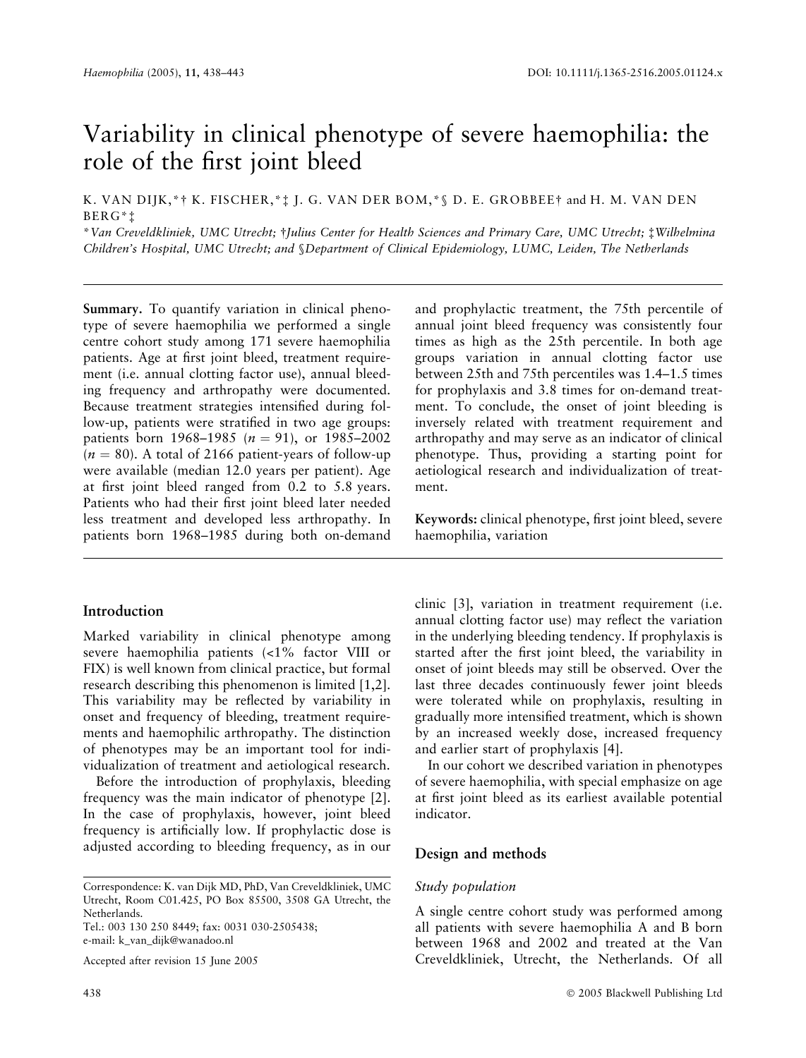# Variability in clinical phenotype of severe haemophilia: the role of the first joint bleed

K. VAN DIJK,*† K. FISCHER,*‡ J. G. VAN DER BOM,*§ D. E. GROBBEE† and H. M. VAN DEN BERG*‡

*\*Van Creveldkliniek, UMC Utrecht; †Julius Center for Health Sciences and Primary Care, UMC Utrecht; ‡Wilhelmina Children's Hospital, UMC Utrecht; and §Department of Clinical Epidemiology, LUMC, Leiden, The Netherlands*

**Summary.** To quantify variation in clinical phenotype of severe haemophilia we performed a single centre cohort study among 171 severe haemophilia patients. Age at first joint bleed, treatment requirement (i.e. annual clotting factor use), annual bleeding frequency and arthropathy were documented. Because treatment strategies intensified during follow-up, patients were stratified in two age groups: patients born 1968–1985 ($n = 91$), or 1985–2002 ($n = 80$). A total of 2166 patient-years of follow-up were available (median 12.0 years per patient). Age at first joint bleed ranged from 0.2 to 5.8 years. Patients who had their first joint bleed later needed less treatment and developed less arthropathy. In patients born 1968–1985 during both on-demand and prophylactic treatment, the 75th percentile of annual joint bleed frequency was consistently four times as high as the 25th percentile. In both age groups variation in annual clotting factor use between 25th and 75th percentiles was 1.4–1.5 times for prophylaxis and 3.8 times for on-demand treatment. To conclude, the onset of joint bleeding is inversely related with treatment requirement and arthropathy and may serve as an indicator of clinical phenotype. Thus, providing a starting point for aetiological research and individualization of treatment.

**Keywords:** clinical phenotype, first joint bleed, severe haemophilia, variation

## Introduction

Marked variability in clinical phenotype among severe haemophilia patients (<1% factor VIII or FIX) is well known from clinical practice, but formal research describing this phenomenon is limited [1,2]. This variability may be reflected by variability in onset and frequency of bleeding, treatment requirements and haemophilic arthropathy. The distinction of phenotypes may be an important tool for individualization of treatment and aetiological research.

Before the introduction of prophylaxis, bleeding frequency was the main indicator of phenotype [2]. In the case of prophylaxis, however, joint bleed frequency is artificially low. If prophylactic dose is adjusted according to bleeding frequency, as in our clinic [3], variation in treatment requirement (i.e. annual clotting factor use) may reflect the variation in the underlying bleeding tendency. If prophylaxis is started after the first joint bleed, the variability in onset of joint bleeds may still be observed. Over the last three decades continuously fewer joint bleeds were tolerated while on prophylaxis, resulting in gradually more intensified treatment, which is shown by an increased weekly dose, increased frequency and earlier start of prophylaxis [4].

In our cohort we described variation in phenotypes of severe haemophilia, with special emphasize on age at first joint bleed as its earliest available potential indicator.

## Design and methods

### Study population

A single centre cohort study was performed among all patients with severe haemophilia A and B born between 1968 and 2002 and treated at the Van Creveldkliniek, Utrecht, the Netherlands. Of all

Correspondence: K. van Dijk MD, PhD, Van Creveldkliniek, UMC Utrecht, Room C01.425, PO Box 85500, 3508 GA Utrecht, the Netherlands.
Tel.: 003 130 250 8449; fax: 0031 030-2505438;
e-mail: k_van_dijk@wanadoo.nl

Accepted after revision 15 June 2005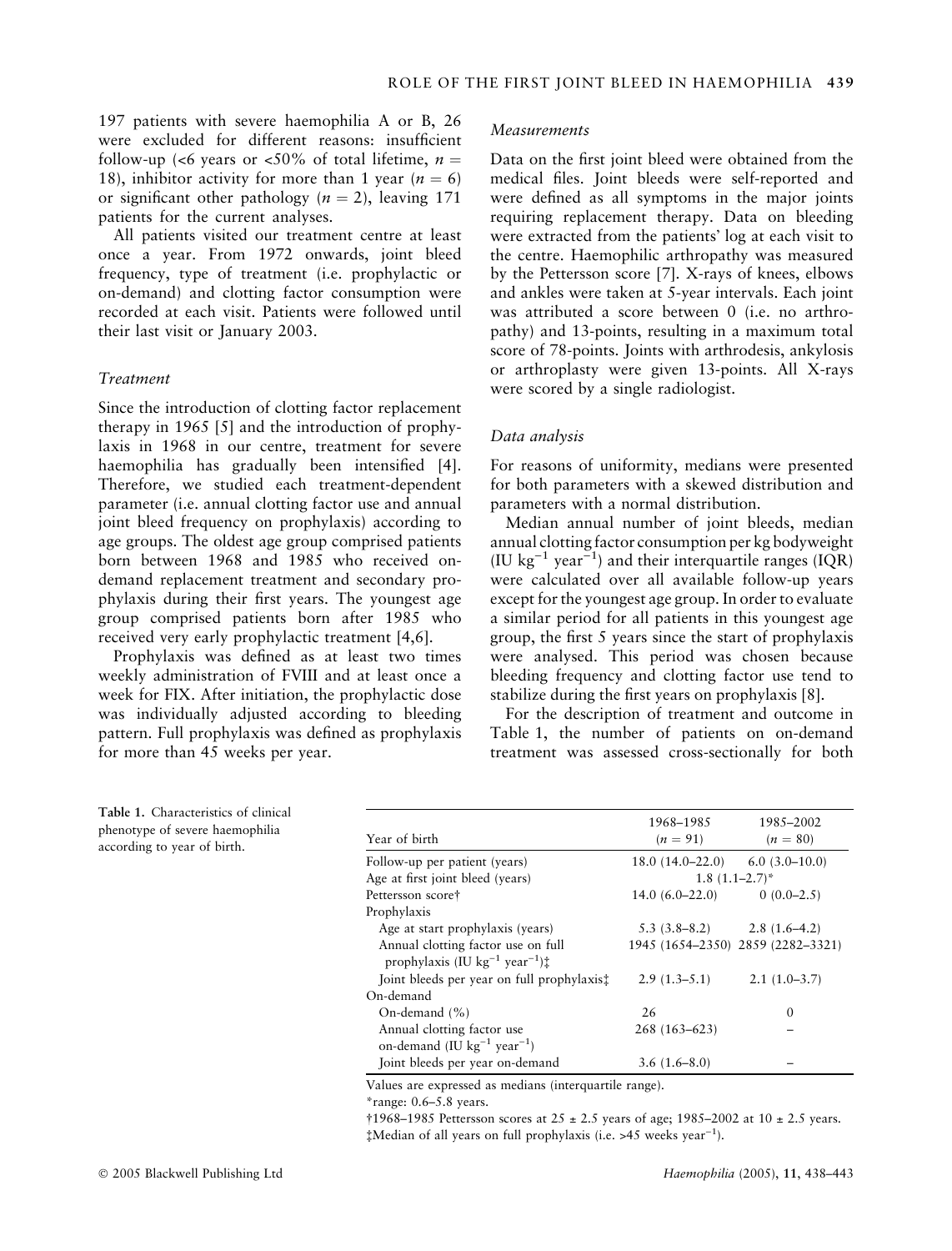197 patients with severe haemophilia A or B, 26 were excluded for different reasons: insufficient follow-up (<6 years or <50% of total lifetime, $n = 18$), inhibitor activity for more than 1 year ($n = 6$) or significant other pathology ($n = 2$), leaving 171 patients for the current analyses.

All patients visited our treatment centre at least once a year. From 1972 onwards, joint bleed frequency, type of treatment (i.e. prophylactic or on-demand) and clotting factor consumption were recorded at each visit. Patients were followed until their last visit or January 2003.

### Treatment

Since the introduction of clotting factor replacement therapy in 1965 [5] and the introduction of prophylaxis in 1968 in our centre, treatment for severe haemophilia has gradually been intensified [4]. Therefore, we studied each treatment-dependent parameter (i.e. annual clotting factor use and annual joint bleed frequency on prophylaxis) according to age groups. The oldest age group comprised patients born between 1968 and 1985 who received on-demand replacement treatment and secondary prophylaxis during their first years. The youngest age group comprised patients born after 1985 who received very early prophylactic treatment [4,6].

Prophylaxis was defined as at least two times weekly administration of FVIII and at least once a week for FIX. After initiation, the prophylactic dose was individually adjusted according to bleeding pattern. Full prophylaxis was defined as prophylaxis for more than 45 weeks per year.

### Measurements

Data on the first joint bleed were obtained from the medical files. Joint bleeds were self-reported and were defined as all symptoms in the major joints requiring replacement therapy. Data on bleeding were extracted from the patients' log at each visit to the centre. Haemophilic arthropathy was measured by the Pettersson score [7]. X-rays of knees, elbows and ankles were taken at 5-year intervals. Each joint was attributed a score between 0 (i.e. no arthropathy) and 13-points, resulting in a maximum total score of 78-points. Joints with arthrodesis, ankylosis or arthroplasty were given 13-points. All X-rays were scored by a single radiologist.

### Data analysis

For reasons of uniformity, medians were presented for both parameters with a skewed distribution and parameters with a normal distribution.

Median annual number of joint bleeds, median annual clotting factor consumption per kg bodyweight (IU $kg^{-1}$ $year^{-1}$) and their interquartile ranges (IQR) were calculated over all available follow-up years except for the youngest age group. In order to evaluate a similar period for all patients in this youngest age group, the first 5 years since the start of prophylaxis were analysed. This period was chosen because bleeding frequency and clotting factor use tend to stabilize during the first years on prophylaxis [8].

For the description of treatment and outcome in Table 1, the number of patients on on-demand treatment was assessed cross-sectionally for both

**Table 1.** Characteristics of clinical phenotype of severe haemophilia according to year of birth.

| Year of birth | 1968–1985 ($n = 91$) | 1985–2002 ($n = 80$) |
|---|---|---|
| Follow-up per patient (years) | 18.0 (14.0–22.0) | 6.0 (3.0–10.0) |
| Age at first joint bleed (years) | 1.8 (1.1–2.7)* | |
| Pettersson score† | 14.0 (6.0–22.0) | 0 (0.0–2.5) |
| Prophylaxis | | |
| Age at start prophylaxis (years) | 5.3 (3.8–8.2) | 2.8 (1.6–4.2) |
| Annual clotting factor use on full prophylaxis (IU $kg^{-1}$ $year^{-1}$)‡ | 1945 (1654–2350) | 2859 (2282–3321) |
| Joint bleeds per year on full prophylaxis‡ | 2.9 (1.3–5.1) | 2.1 (1.0–3.7) |
| On-demand | | |
| On-demand (%) | 26 | 0 |
| Annual clotting factor use on-demand (IU $kg^{-1}$ $year^{-1}$) | 268 (163–623) | – |
| Joint bleeds per year on-demand | 3.6 (1.6–8.0) | – |

Values are expressed as medians (interquartile range).

*range: 0.6–5.8 years.

†1968–1985 Pettersson scores at 25 ± 2.5 years of age; 1985–2002 at 10 ± 2.5 years.

‡Median of all years on full prophylaxis (i.e. >45 weeks $year^{-1}$).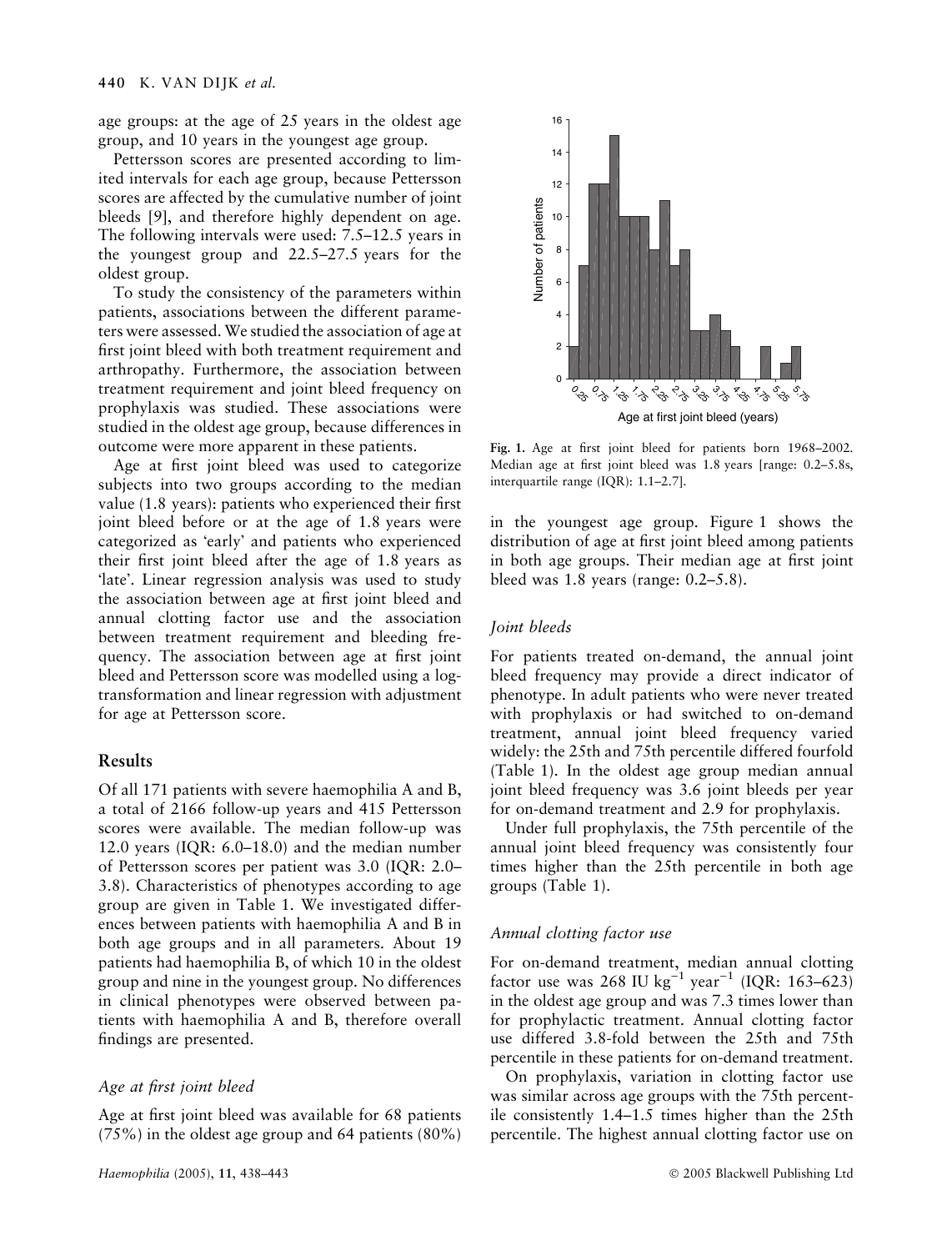age groups: at the age of 25 years in the oldest age group, and 10 years in the youngest age group.

Pettersson scores are presented according to limited intervals for each age group, because Pettersson scores are affected by the cumulative number of joint bleeds [9], and therefore highly dependent on age. The following intervals were used: 7.5–12.5 years in the youngest group and 22.5–27.5 years for the oldest group.

To study the consistency of the parameters within patients, associations between the different parameters were assessed. We studied the association of age at first joint bleed with both treatment requirement and arthropathy. Furthermore, the association between treatment requirement and joint bleed frequency on prophylaxis was studied. These associations were studied in the oldest age group, because differences in outcome were more apparent in these patients.

Age at first joint bleed was used to categorize subjects into two groups according to the median value (1.8 years): patients who experienced their first joint bleed before or at the age of 1.8 years were categorized as 'early' and patients who experienced their first joint bleed after the age of 1.8 years as 'late'. Linear regression analysis was used to study the association between age at first joint bleed and annual clotting factor use and the association between treatment requirement and bleeding frequency. The association between age at first joint bleed and Pettersson score was modelled using a log-transformation and linear regression with adjustment for age at Pettersson score.

## Results

Of all 171 patients with severe haemophilia A and B, a total of 2166 follow-up years and 415 Pettersson scores were available. The median follow-up was 12.0 years (IQR: 6.0–18.0) and the median number of Pettersson scores per patient was 3.0 (IQR: 2.0–3.8). Characteristics of phenotypes according to age group are given in Table 1. We investigated differences between patients with haemophilia A and B in both age groups and in all parameters. About 19 patients had haemophilia B, of which 10 in the oldest group and nine in the youngest group. No differences in clinical phenotypes were observed between patients with haemophilia A and B, therefore overall findings are presented.

### *Age at first joint bleed*

Age at first joint bleed was available for 68 patients (75%) in the oldest age group and 64 patients (80%) in the youngest age group. Figure 1 shows the distribution of age at first joint bleed among patients in both age groups. Their median age at first joint bleed was 1.8 years (range: 0.2–5.8).

**Fig. 1.** Age at first joint bleed for patients born 1968–2002. Median age at first joint bleed was 1.8 years [range: 0.2–5.8s, interquartile range (IQR): 1.1–2.7].

### *Joint bleeds*

For patients treated on-demand, the annual joint bleed frequency may provide a direct indicator of phenotype. In adult patients who were never treated with prophylaxis or had switched to on-demand treatment, annual joint bleed frequency varied widely: the 25th and 75th percentile differed fourfold (Table 1). In the oldest age group median annual joint bleed frequency was 3.6 joint bleeds per year for on-demand treatment and 2.9 for prophylaxis.

Under full prophylaxis, the 75th percentile of the annual joint bleed frequency was consistently four times higher than the 25th percentile in both age groups (Table 1).

### *Annual clotting factor use*

For on-demand treatment, median annual clotting factor use was 268 IU $kg^{-1}$ $year^{-1}$ (IQR: 163–623) in the oldest age group and was 7.3 times lower than for prophylactic treatment. Annual clotting factor use differed 3.8-fold between the 25th and 75th percentile in these patients for on-demand treatment.

On prophylaxis, variation in clotting factor use was similar across age groups with the 75th percentile consistently 1.4–1.5 times higher than the 25th percentile. The highest annual clotting factor use on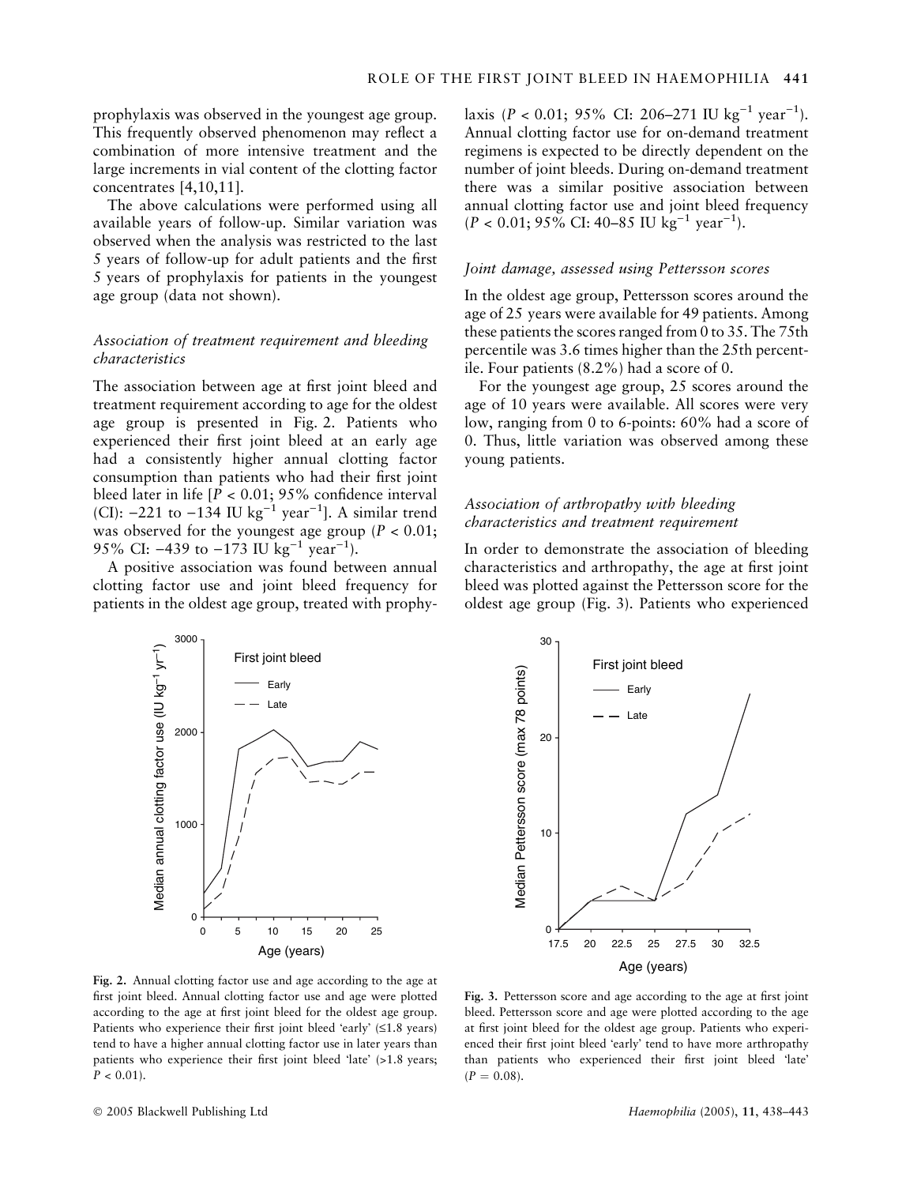prophylaxis was observed in the youngest age group. This frequently observed phenomenon may reflect a combination of more intensive treatment and the large increments in vial content of the clotting factor concentrates [4,10,11].

The above calculations were performed using all available years of follow-up. Similar variation was observed when the analysis was restricted to the last 5 years of follow-up for adult patients and the first 5 years of prophylaxis for patients in the youngest age group (data not shown).

### *Association of treatment requirement and bleeding characteristics*

The association between age at first joint bleed and treatment requirement according to age for the oldest age group is presented in Fig. 2. Patients who experienced their first joint bleed at an early age had a consistently higher annual clotting factor consumption than patients who had their first joint bleed later in life [$P < 0.01$; 95% confidence interval (CI): −221 to −134 IU $kg^{-1}$ $year^{-1}$]. A similar trend was observed for the youngest age group ($P < 0.01$; 95% CI: −439 to −173 IU $kg^{-1}$ $year^{-1}$).

A positive association was found between annual clotting factor use and joint bleed frequency for patients in the oldest age group, treated with prophylaxis ($P < 0.01$; 95% CI: 206–271 IU $kg^{-1}$ $year^{-1}$). Annual clotting factor use for on-demand treatment regimens is expected to be directly dependent on the number of joint bleeds. During on-demand treatment there was a similar positive association between annual clotting factor use and joint bleed frequency ($P < 0.01$; 95% CI: 40–85 IU $kg^{-1}$ $year^{-1}$).

### *Joint damage, assessed using Pettersson scores*

In the oldest age group, Pettersson scores around the age of 25 years were available for 49 patients. Among these patients the scores ranged from 0 to 35. The 75th percentile was 3.6 times higher than the 25th percentile. Four patients (8.2%) had a score of 0.

For the youngest age group, 25 scores around the age of 10 years were available. All scores were very low, ranging from 0 to 6-points: 60% had a score of 0. Thus, little variation was observed among these young patients.

### *Association of arthropathy with bleeding characteristics and treatment requirement*

In order to demonstrate the association of bleeding characteristics and arthropathy, the age at first joint bleed was plotted against the Pettersson score for the oldest age group (Fig. 3). Patients who experienced

**Fig. 2.** Annual clotting factor use and age according to the age at first joint bleed. Annual clotting factor use and age were plotted according to the age at first joint bleed for the oldest age group. Patients who experience their first joint bleed 'early' (≤1.8 years) tend to have a higher annual clotting factor use in later years than patients who experience their first joint bleed 'late' (>1.8 years; $P < 0.01$).

**Fig. 3.** Pettersson score and age according to the age at first joint bleed. Pettersson score and age were plotted according to the age at first joint bleed for the oldest age group. Patients who experienced their first joint bleed 'early' tend to have more arthropathy than patients who experienced their first joint bleed 'late' ($P = 0.08$).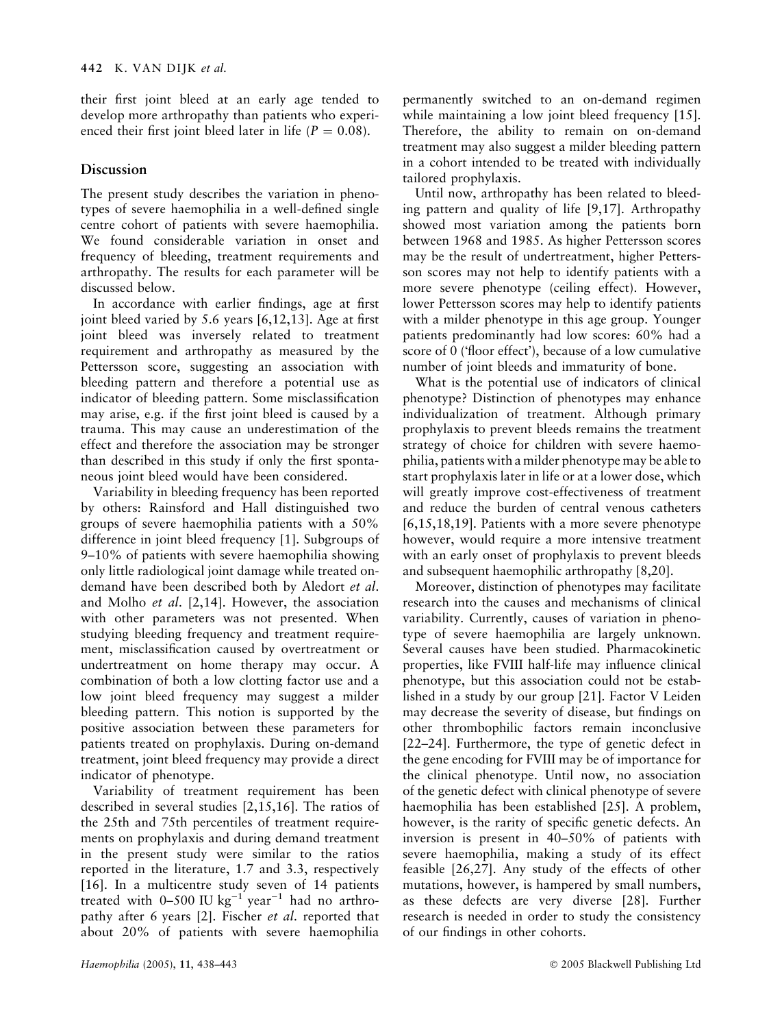their first joint bleed at an early age tended to develop more arthropathy than patients who experienced their first joint bleed later in life ($P = 0.08$).

## Discussion

The present study describes the variation in phenotypes of severe haemophilia in a well-defined single centre cohort of patients with severe haemophilia. We found considerable variation in onset and frequency of bleeding, treatment requirements and arthropathy. The results for each parameter will be discussed below.

In accordance with earlier findings, age at first joint bleed varied by 5.6 years [6,12,13]. Age at first joint bleed was inversely related to treatment requirement and arthropathy as measured by the Pettersson score, suggesting an association with bleeding pattern and therefore a potential use as indicator of bleeding pattern. Some misclassification may arise, e.g. if the first joint bleed is caused by a trauma. This may cause an underestimation of the effect and therefore the association may be stronger than described in this study if only the first spontaneous joint bleed would have been considered.

Variability in bleeding frequency has been reported by others: Rainsford and Hall distinguished two groups of severe haemophilia patients with a 50% difference in joint bleed frequency [1]. Subgroups of 9–10% of patients with severe haemophilia showing only little radiological joint damage while treated on-demand have been described both by Aledort *et al.* and Molho *et al.* [2,14]. However, the association with other parameters was not presented. When studying bleeding frequency and treatment requirement, misclassification caused by overtreatment or undertreatment on home therapy may occur. A combination of both a low clotting factor use and a low joint bleed frequency may suggest a milder bleeding pattern. This notion is supported by the positive association between these parameters for patients treated on prophylaxis. During on-demand treatment, joint bleed frequency may provide a direct indicator of phenotype.

Variability of treatment requirement has been described in several studies [2,15,16]. The ratios of the 25th and 75th percentiles of treatment requirements on prophylaxis and during demand treatment in the present study were similar to the ratios reported in the literature, 1.7 and 3.3, respectively [16]. In a multicentre study seven of 14 patients treated with 0–500 IU $kg^{-1}$ $year^{-1}$ had no arthropathy after 6 years [2]. Fischer *et al.* reported that about 20% of patients with severe haemophilia permanently switched to an on-demand regimen while maintaining a low joint bleed frequency [15]. Therefore, the ability to remain on on-demand treatment may also suggest a milder bleeding pattern in a cohort intended to be treated with individually tailored prophylaxis.

Until now, arthropathy has been related to bleeding pattern and quality of life [9,17]. Arthropathy showed most variation among the patients born between 1968 and 1985. As higher Pettersson scores may be the result of undertreatment, higher Pettersson scores may not help to identify patients with a more severe phenotype (ceiling effect). However, lower Pettersson scores may help to identify patients with a milder phenotype in this age group. Younger patients predominantly had low scores: 60% had a score of 0 ('floor effect'), because of a low cumulative number of joint bleeds and immaturity of bone.

What is the potential use of indicators of clinical phenotype? Distinction of phenotypes may enhance individualization of treatment. Although primary prophylaxis to prevent bleeds remains the treatment strategy of choice for children with severe haemophilia, patients with a milder phenotype may be able to start prophylaxis later in life or at a lower dose, which will greatly improve cost-effectiveness of treatment and reduce the burden of central venous catheters [6,15,18,19]. Patients with a more severe phenotype however, would require a more intensive treatment with an early onset of prophylaxis to prevent bleeds and subsequent haemophilic arthropathy [8,20].

Moreover, distinction of phenotypes may facilitate research into the causes and mechanisms of clinical variability. Currently, causes of variation in phenotype of severe haemophilia are largely unknown. Several causes have been studied. Pharmacokinetic properties, like FVIII half-life may influence clinical phenotype, but this association could not be established in a study by our group [21]. Factor V Leiden may decrease the severity of disease, but findings on other thrombophilic factors remain inconclusive [22–24]. Furthermore, the type of genetic defect in the gene encoding for FVIII may be of importance for the clinical phenotype. Until now, no association of the genetic defect with clinical phenotype of severe haemophilia has been established [25]. A problem, however, is the rarity of specific genetic defects. An inversion is present in 40–50% of patients with severe haemophilia, making a study of its effect feasible [26,27]. Any study of the effects of other mutations, however, is hampered by small numbers, as these defects are very diverse [28]. Further research is needed in order to study the consistency of our findings in other cohorts.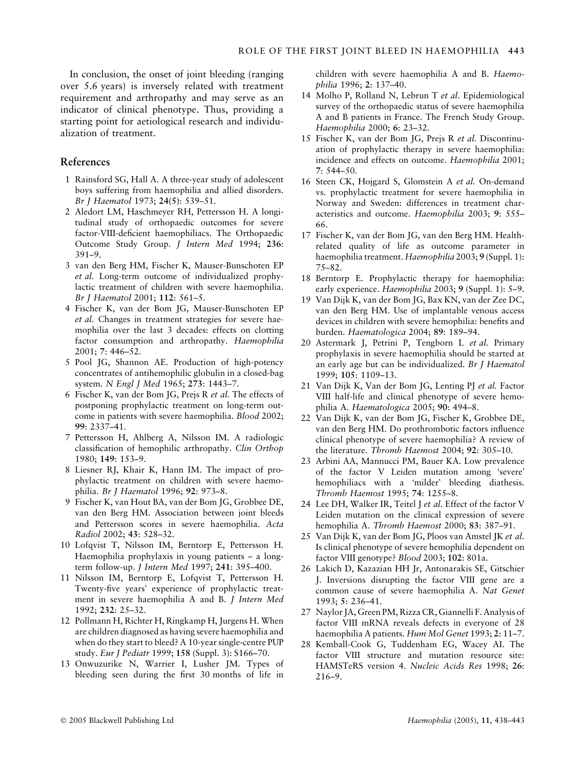In conclusion, the onset of joint bleeding (ranging over 5.6 years) is inversely related with treatment requirement and arthropathy and may serve as an indicator of clinical phenotype. Thus, providing a starting point for aetiological research and individualization of treatment.

## References

1. Rainsford SG, Hall A. A three-year study of adolescent boys suffering from haemophilia and allied disorders. *Br J Haematol* 1973; **24(5)**: 539–51.
2. Aledort LM, Haschmeyer RH, Pettersson H. A longitudinal study of orthopaedic outcomes for severe factor-VIII-deficient haemophiliacs. The Orthopaedic Outcome Study Group. *J Intern Med* 1994; **236**: 391–9.
3. van den Berg HM, Fischer K, Mauser-Bunschoten EP *et al.* Long-term outcome of individualized prophylactic treatment of children with severe haemophilia. *Br J Haematol* 2001; **112**: 561–5.
4. Fischer K, van der Bom JG, Mauser-Bunschoten EP *et al.* Changes in treatment strategies for severe haemophilia over the last 3 decades: effects on clotting factor consumption and arthropathy. *Haemophilia* 2001; **7**: 446–52.
5. Pool JG, Shannon AE. Production of high-potency concentrates of antihemophilic globulin in a closed-bag system. *N Engl J Med* 1965; **273**: 1443–7.
6. Fischer K, van der Bom JG, Prejs R *et al.* The effects of postponing prophylactic treatment on long-term outcome in patients with severe haemophilia. *Blood* 2002; **99**: 2337–41.
7. Pettersson H, Ahlberg A, Nilsson IM. A radiologic classification of hemophilic arthropathy. *Clin Orthop* 1980; **149**: 153–9.
8. Liesner RJ, Khair K, Hann IM. The impact of prophylactic treatment on children with severe haemophilia. *Br J Haematol* 1996; **92**: 973–8.
9. Fischer K, van Hout BA, van der Bom JG, Grobbee DE, van den Berg HM. Association between joint bleeds and Pettersson scores in severe haemophilia. *Acta Radiol* 2002; **43**: 528–32.
10. Lofqvist T, Nilsson IM, Berntorp E, Pettersson H. Haemophilia prophylaxis in young patients – a long-term follow-up. *J Intern Med* 1997; **241**: 395–400.
11. Nilsson IM, Berntorp E, Lofqvist T, Pettersson H. Twenty-five years' experience of prophylactic treatment in severe haemophilia A and B. *J Intern Med* 1992; **232**: 25–32.
12. Pollmann H, Richter H, Ringkamp H, Jurgens H. When are children diagnosed as having severe haemophilia and when do they start to bleed? A 10-year single-centre PUP study. *Eur J Pediatr* 1999; **158** (Suppl. 3): S166–70.
13. Onwuzurike N, Warrier I, Lusher JM. Types of bleeding seen during the first 30 months of life in children with severe haemophilia A and B. *Haemophilia* 1996; **2**: 137–40.
14. Molho P, Rolland N, Lebrun T *et al.* Epidemiological survey of the orthopaedic status of severe haemophilia A and B patients in France. The French Study Group. *Haemophilia* 2000; **6**: 23–32.
15. Fischer K, van der Bom JG, Prejs R *et al.* Discontinuation of prophylactic therapy in severe haemophilia: incidence and effects on outcome. *Haemophilia* 2001; **7**: 544–50.
16. Steen CK, Hojgard S, Glomstein A *et al.* On-demand vs. prophylactic treatment for severe haemophilia in Norway and Sweden: differences in treatment characteristics and outcome. *Haemophilia* 2003; **9**: 555–66.
17. Fischer K, van der Bom JG, van den Berg HM. Health-related quality of life as outcome parameter in haemophilia treatment. *Haemophilia* 2003; **9** (Suppl. 1): 75–82.
18. Berntorp E. Prophylactic therapy for haemophilia: early experience. *Haemophilia* 2003; **9** (Suppl. 1): 5–9.
19. Van Dijk K, van der Bom JG, Bax KN, van der Zee DC, van den Berg HM. Use of implantable venous access devices in children with severe hemophilia: benefits and burden. *Haematologica* 2004; **89**: 189–94.
20. Astermark J, Petrini P, Tengborn L *et al.* Primary prophylaxis in severe haemophilia should be started at an early age but can be individualized. *Br J Haematol* 1999; **105**: 1109–13.
21. Van Dijk K, Van der Bom JG, Lenting PJ *et al.* Factor VIII half-life and clinical phenotype of severe hemophilia A. *Haematologica* 2005; **90**: 494–8.
22. Van Dijk K, van der Bom JG, Fischer K, Grobbee DE, van den Berg HM. Do prothrombotic factors influence clinical phenotype of severe haemophilia? A review of the literature. *Thromb Haemost* 2004; **92**: 305–10.
23. Arbini AA, Mannucci PM, Bauer KA. Low prevalence of the factor V Leiden mutation among 'severe' hemophiliacs with a 'milder' bleeding diathesis. *Thromb Haemost* 1995; **74**: 1255–8.
24. Lee DH, Walker IR, Teitel J *et al.* Effect of the factor V Leiden mutation on the clinical expression of severe hemophilia A. *Thromb Haemost* 2000; **83**: 387–91.
25. Van Dijk K, van der Bom JG, Ploos van Amstel JK *et al.* Is clinical phenotype of severe hemophilia dependent on factor VIII genotype? *Blood* 2003; **102**: 801a.
26. Lakich D, Kazazian HH Jr, Antonarakis SE, Gitschier J. Inversions disrupting the factor VIII gene are a common cause of severe haemophilia A. *Nat Genet* 1993; **5**: 236–41.
27. Naylor JA, Green PM, Rizza CR, Giannelli F. Analysis of factor VIII mRNA reveals defects in everyone of 28 haemophilia A patients. *Hum Mol Genet* 1993; **2**: 11–7.
28. Kemball-Cook G, Tuddenham EG, Wacey AI. The factor VIII structure and mutation resource site: HAMSTeRS version 4. *Nucleic Acids Res* 1998; **26**: 216–9.